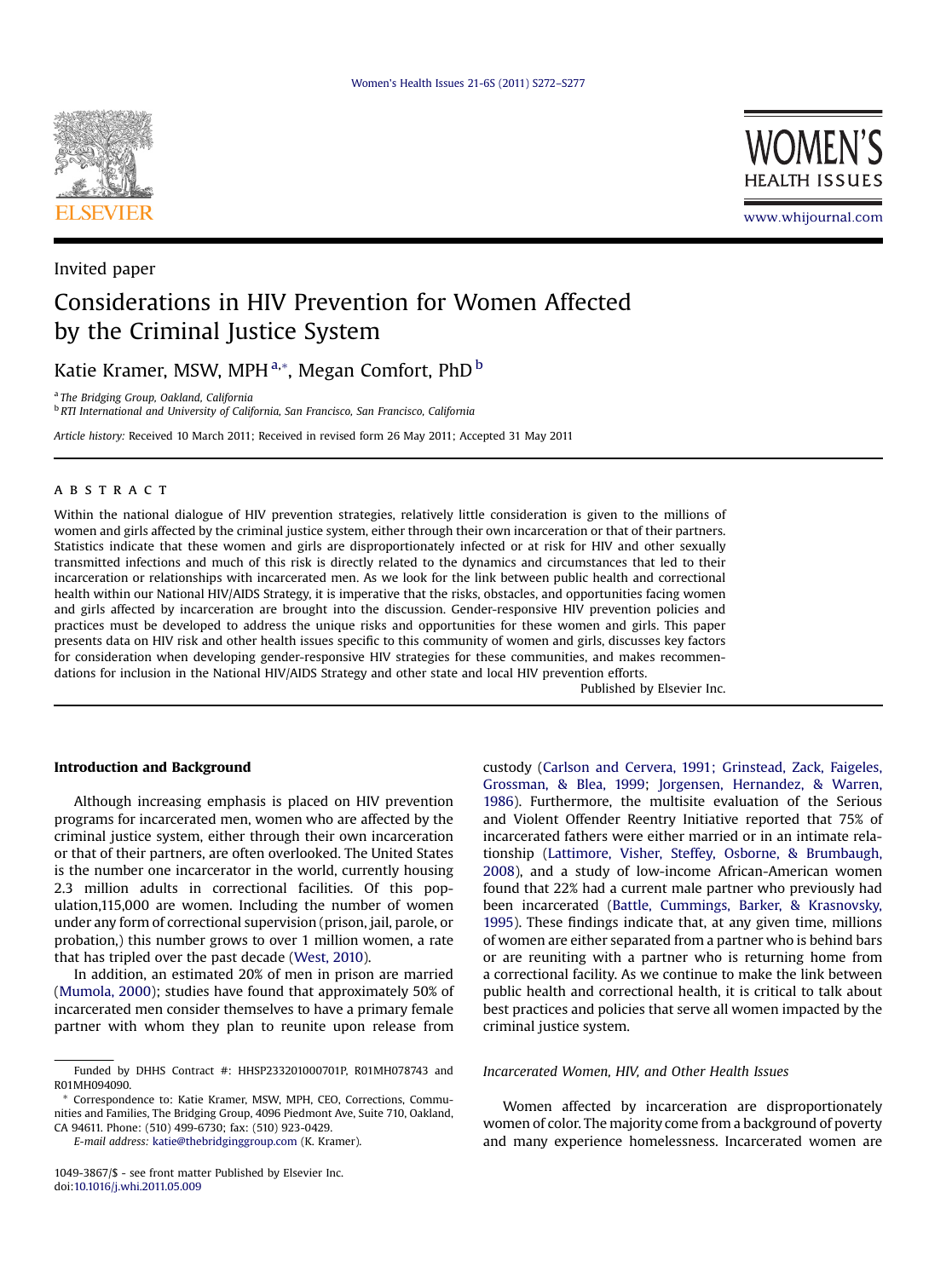Invited paper

# Considerations in HIV Prevention for Women Affected by the Criminal Justice System

Katie Kramer, MSW, MPH[a,*], Megan Comfort, PhD[b]

[a] The Bridging Group, Oakland, California
[b] RTI International and University of California, San Francisco, San Francisco, California

*Article history:* Received 10 March 2011; Received in revised form 26 May 2011; Accepted 31 May 2011

## ABSTRACT

Within the national dialogue of HIV prevention strategies, relatively little consideration is given to the millions of women and girls affected by the criminal justice system, either through their own incarceration or that of their partners. Statistics indicate that these women and girls are disproportionately infected or at risk for HIV and other sexually transmitted infections and much of this risk is directly related to the dynamics and circumstances that led to their incarceration or relationships with incarcerated men. As we look for the link between public health and correctional health within our National HIV/AIDS Strategy, it is imperative that the risks, obstacles, and opportunities facing women and girls affected by incarceration are brought into the discussion. Gender-responsive HIV prevention policies and practices must be developed to address the unique risks and opportunities for these women and girls. This paper presents data on HIV risk and other health issues specific to this community of women and girls, discusses key factors for consideration when developing gender-responsive HIV strategies for these communities, and makes recommendations for inclusion in the National HIV/AIDS Strategy and other state and local HIV prevention efforts.

Published by Elsevier Inc.

## Introduction and Background

Although increasing emphasis is placed on HIV prevention programs for incarcerated men, women who are affected by the criminal justice system, either through their own incarceration or that of their partners, are often overlooked. The United States is the number one incarcerator in the world, currently housing 2.3 million adults in correctional facilities. Of this population,115,000 are women. Including the number of women under any form of correctional supervision (prison, jail, parole, or probation,) this number grows to over 1 million women, a rate that has tripled over the past decade (West, 2010).

In addition, an estimated 20% of men in prison are married (Mumola, 2000); studies have found that approximately 50% of incarcerated men consider themselves to have a primary female partner with whom they plan to reunite upon release from custody (Carlson and Cervera, 1991; Grinstead, Zack, Faigeles, Grossman, & Blea, 1999; Jorgensen, Hernandez, & Warren, 1986). Furthermore, the multisite evaluation of the Serious and Violent Offender Reentry Initiative reported that 75% of incarcerated fathers were either married or in an intimate relationship (Lattimore, Visher, Steffey, Osborne, & Brumbaugh, 2008), and a study of low-income African-American women found that 22% had a current male partner who previously had been incarcerated (Battle, Cummings, Barker, & Krasnovsky, 1995). These findings indicate that, at any given time, millions of women are either separated from a partner who is behind bars or are reuniting with a partner who is returning home from a correctional facility. As we continue to make the link between public health and correctional health, it is critical to talk about best practices and policies that serve all women impacted by the criminal justice system.

### *Incarcerated Women, HIV, and Other Health Issues*

Women affected by incarceration are disproportionately women of color. The majority come from a background of poverty and many experience homelessness. Incarcerated women are

---

Funded by DHHS Contract #: HHSP233201000701P, R01MH078743 and R01MH094090.

\* Correspondence to: Katie Kramer, MSW, MPH, CEO, Corrections, Communities and Families, The Bridging Group, 4096 Piedmont Ave, Suite 710, Oakland, CA 94611. Phone: (510) 499-6730; fax: (510) 923-0429.

*E-mail address:* katie@thebridginggroup.com (K. Kramer).

1049-3867/$ - see front matter Published by Elsevier Inc.
doi:10.1016/j.whi.2011.05.009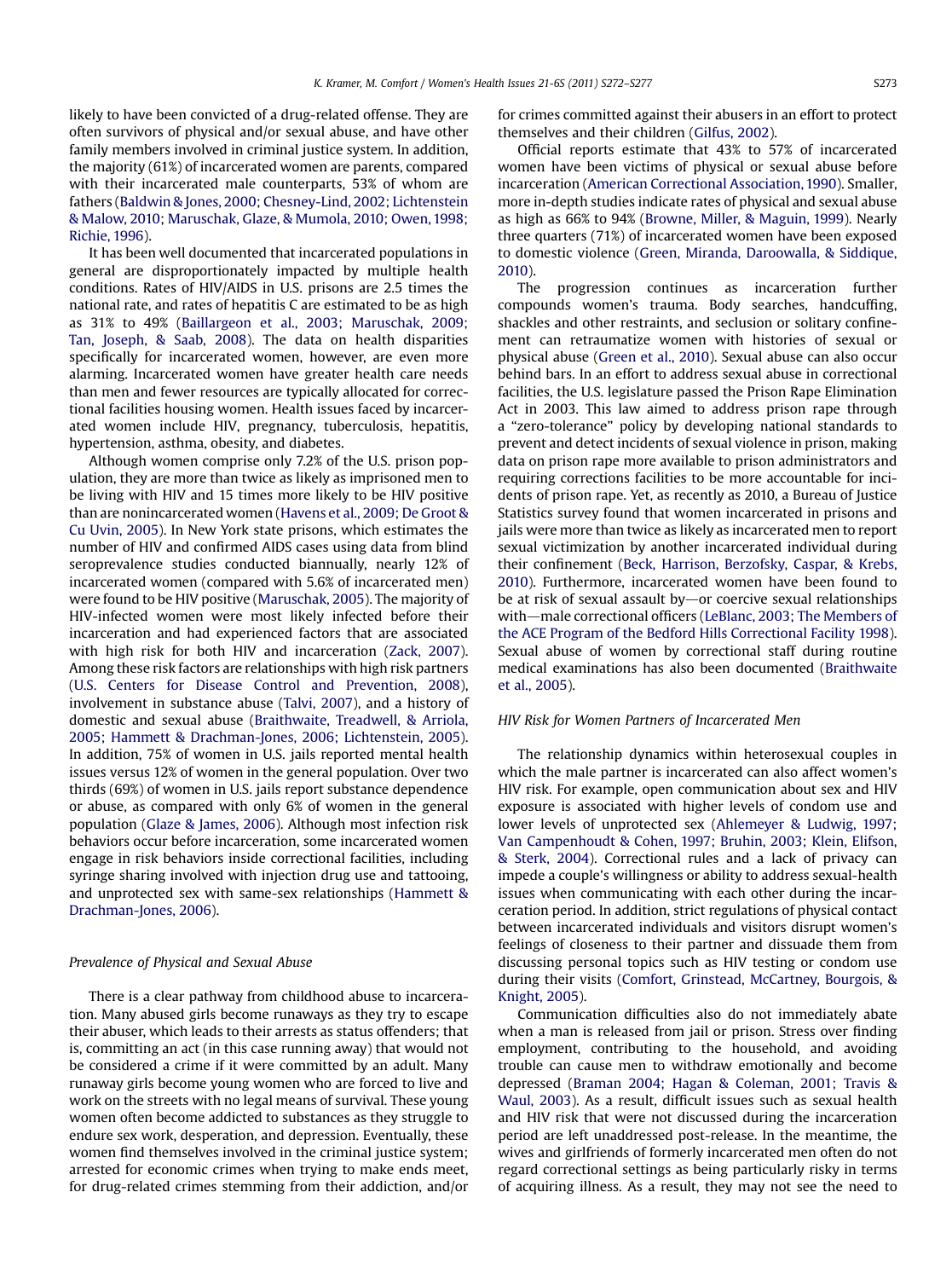likely to have been convicted of a drug-related offense. They are often survivors of physical and/or sexual abuse, and have other family members involved in criminal justice system. In addition, the majority (61%) of incarcerated women are parents, compared with their incarcerated male counterparts, 53% of whom are fathers (Baldwin & Jones, 2000; Chesney-Lind, 2002; Lichtenstein & Malow, 2010; Maruschak, Glaze, & Mumola, 2010; Owen, 1998; Richie, 1996).

It has been well documented that incarcerated populations in general are disproportionately impacted by multiple health conditions. Rates of HIV/AIDS in U.S. prisons are 2.5 times the national rate, and rates of hepatitis C are estimated to be as high as 31% to 49% (Baillargeon et al., 2003; Maruschak, 2009; Tan, Joseph, & Saab, 2008). The data on health disparities specifically for incarcerated women, however, are even more alarming. Incarcerated women have greater health care needs than men and fewer resources are typically allocated for correctional facilities housing women. Health issues faced by incarcerated women include HIV, pregnancy, tuberculosis, hepatitis, hypertension, asthma, obesity, and diabetes.

Although women comprise only 7.2% of the U.S. prison population, they are more than twice as likely as imprisoned men to be living with HIV and 15 times more likely to be HIV positive than are nonincarcerated women (Havens et al., 2009; De Groot & Cu Uvin, 2005). In New York state prisons, which estimates the number of HIV and confirmed AIDS cases using data from blind seroprevalence studies conducted biannually, nearly 12% of incarcerated women (compared with 5.6% of incarcerated men) were found to be HIV positive (Maruschak, 2005). The majority of HIV-infected women were most likely infected before their incarceration and had experienced factors that are associated with high risk for both HIV and incarceration (Zack, 2007). Among these risk factors are relationships with high risk partners (U.S. Centers for Disease Control and Prevention, 2008), involvement in substance abuse (Talvi, 2007), and a history of domestic and sexual abuse (Braithwaite, Treadwell, & Arriola, 2005; Hammett & Drachman-Jones, 2006; Lichtenstein, 2005). In addition, 75% of women in U.S. jails reported mental health issues versus 12% of women in the general population. Over two thirds (69%) of women in U.S. jails report substance dependence or abuse, as compared with only 6% of women in the general population (Glaze & James, 2006). Although most infection risk behaviors occur before incarceration, some incarcerated women engage in risk behaviors inside correctional facilities, including syringe sharing involved with injection drug use and tattooing, and unprotected sex with same-sex relationships (Hammett & Drachman-Jones, 2006).

### *Prevalence of Physical and Sexual Abuse*

There is a clear pathway from childhood abuse to incarceration. Many abused girls become runaways as they try to escape their abuser, which leads to their arrests as status offenders; that is, committing an act (in this case running away) that would not be considered a crime if it were committed by an adult. Many runaway girls become young women who are forced to live and work on the streets with no legal means of survival. These young women often become addicted to substances as they struggle to endure sex work, desperation, and depression. Eventually, these women find themselves involved in the criminal justice system; arrested for economic crimes when trying to make ends meet, for drug-related crimes stemming from their addiction, and/or for crimes committed against their abusers in an effort to protect themselves and their children (Gilfus, 2002).

Official reports estimate that 43% to 57% of incarcerated women have been victims of physical or sexual abuse before incarceration (American Correctional Association, 1990). Smaller, more in-depth studies indicate rates of physical and sexual abuse as high as 66% to 94% (Browne, Miller, & Maguin, 1999). Nearly three quarters (71%) of incarcerated women have been exposed to domestic violence (Green, Miranda, Daroowalla, & Siddique, 2010).

The progression continues as incarceration further compounds women's trauma. Body searches, handcuffing, shackles and other restraints, and seclusion or solitary confinement can retraumatize women with histories of sexual or physical abuse (Green et al., 2010). Sexual abuse can also occur behind bars. In an effort to address sexual abuse in correctional facilities, the U.S. legislature passed the Prison Rape Elimination Act in 2003. This law aimed to address prison rape through a "zero-tolerance" policy by developing national standards to prevent and detect incidents of sexual violence in prison, making data on prison rape more available to prison administrators and requiring corrections facilities to be more accountable for incidents of prison rape. Yet, as recently as 2010, a Bureau of Justice Statistics survey found that women incarcerated in prisons and jails were more than twice as likely as incarcerated men to report sexual victimization by another incarcerated individual during their confinement (Beck, Harrison, Berzofsky, Caspar, & Krebs, 2010). Furthermore, incarcerated women have been found to be at risk of sexual assault by—or coercive sexual relationships with—male correctional officers (LeBlanc, 2003; The Members of the ACE Program of the Bedford Hills Correctional Facility 1998). Sexual abuse of women by correctional staff during routine medical examinations has also been documented (Braithwaite et al., 2005).

### *HIV Risk for Women Partners of Incarcerated Men*

The relationship dynamics within heterosexual couples in which the male partner is incarcerated can also affect women's HIV risk. For example, open communication about sex and HIV exposure is associated with higher levels of condom use and lower levels of unprotected sex (Ahlemeyer & Ludwig, 1997; Van Campenhoudt & Cohen, 1997; Bruhin, 2003; Klein, Elifson, & Sterk, 2004). Correctional rules and a lack of privacy can impede a couple's willingness or ability to address sexual-health issues when communicating with each other during the incarceration period. In addition, strict regulations of physical contact between incarcerated individuals and visitors disrupt women's feelings of closeness to their partner and dissuade them from discussing personal topics such as HIV testing or condom use during their visits (Comfort, Grinstead, McCartney, Bourgois, & Knight, 2005).

Communication difficulties also do not immediately abate when a man is released from jail or prison. Stress over finding employment, contributing to the household, and avoiding trouble can cause men to withdraw emotionally and become depressed (Braman 2004; Hagan & Coleman, 2001; Travis & Waul, 2003). As a result, difficult issues such as sexual health and HIV risk that were not discussed during the incarceration period are left unaddressed post-release. In the meantime, the wives and girlfriends of formerly incarcerated men often do not regard correctional settings as being particularly risky in terms of acquiring illness. As a result, they may not see the need to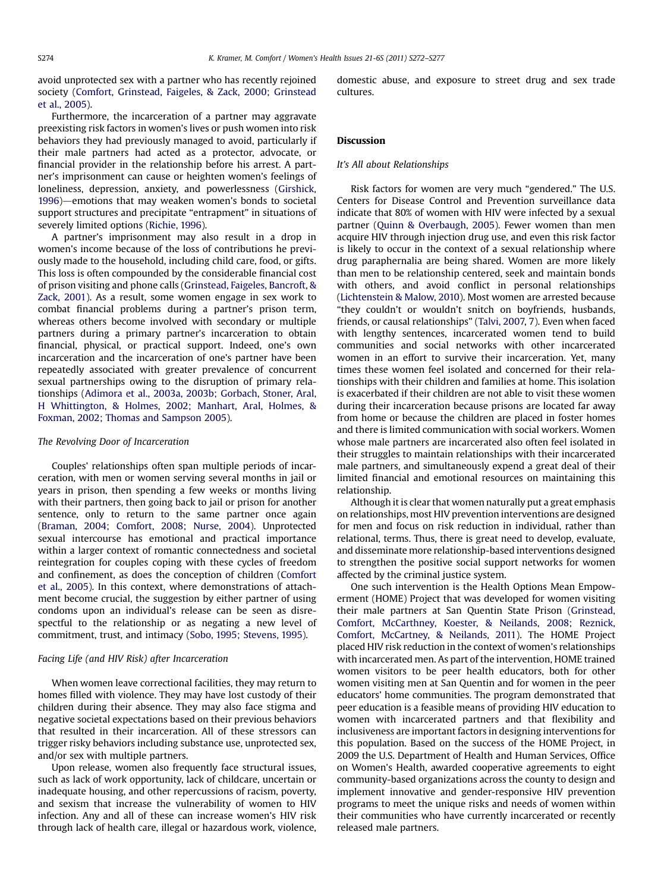avoid unprotected sex with a partner who has recently rejoined society (Comfort, Grinstead, Faigeles, & Zack, 2000; Grinstead et al., 2005).

Furthermore, the incarceration of a partner may aggravate preexisting risk factors in women's lives or push women into risk behaviors they had previously managed to avoid, particularly if their male partners had acted as a protector, advocate, or financial provider in the relationship before his arrest. A partner's imprisonment can cause or heighten women's feelings of loneliness, depression, anxiety, and powerlessness (Girshick, 1996)—emotions that may weaken women's bonds to societal support structures and precipitate "entrapment" in situations of severely limited options (Richie, 1996).

A partner's imprisonment may also result in a drop in women's income because of the loss of contributions he previously made to the household, including child care, food, or gifts. This loss is often compounded by the considerable financial cost of prison visiting and phone calls (Grinstead, Faigeles, Bancroft, & Zack, 2001). As a result, some women engage in sex work to combat financial problems during a partner's prison term, whereas others become involved with secondary or multiple partners during a primary partner's incarceration to obtain financial, physical, or practical support. Indeed, one's own incarceration and the incarceration of one's partner have been repeatedly associated with greater prevalence of concurrent sexual partnerships owing to the disruption of primary relationships (Adimora et al., 2003a, 2003b; Gorbach, Stoner, Aral, H Whittington, & Holmes, 2002; Manhart, Aral, Holmes, & Foxman, 2002; Thomas and Sampson 2005).

### *The Revolving Door of Incarceration*

Couples' relationships often span multiple periods of incarceration, with men or women serving several months in jail or years in prison, then spending a few weeks or months living with their partners, then going back to jail or prison for another sentence, only to return to the same partner once again (Braman, 2004; Comfort, 2008; Nurse, 2004). Unprotected sexual intercourse has emotional and practical importance within a larger context of romantic connectedness and societal reintegration for couples coping with these cycles of freedom and confinement, as does the conception of children (Comfort et al., 2005). In this context, where demonstrations of attachment become crucial, the suggestion by either partner of using condoms upon an individual's release can be seen as disrespectful to the relationship or as negating a new level of commitment, trust, and intimacy (Sobo, 1995; Stevens, 1995).

### *Facing Life (and HIV Risk) after Incarceration*

When women leave correctional facilities, they may return to homes filled with violence. They may have lost custody of their children during their absence. They may also face stigma and negative societal expectations based on their previous behaviors that resulted in their incarceration. All of these stressors can trigger risky behaviors including substance use, unprotected sex, and/or sex with multiple partners.

Upon release, women also frequently face structural issues, such as lack of work opportunity, lack of childcare, uncertain or inadequate housing, and other repercussions of racism, poverty, and sexism that increase the vulnerability of women to HIV infection. Any and all of these can increase women's HIV risk through lack of health care, illegal or hazardous work, violence, domestic abuse, and exposure to street drug and sex trade cultures.

## Discussion

### *It's All about Relationships*

Risk factors for women are very much "gendered." The U.S. Centers for Disease Control and Prevention surveillance data indicate that 80% of women with HIV were infected by a sexual partner (Quinn & Overbaugh, 2005). Fewer women than men acquire HIV through injection drug use, and even this risk factor is likely to occur in the context of a sexual relationship where drug paraphernalia are being shared. Women are more likely than men to be relationship centered, seek and maintain bonds with others, and avoid conflict in personal relationships (Lichtenstein & Malow, 2010). Most women are arrested because "they couldn't or wouldn't snitch on boyfriends, husbands, friends, or causal relationships" (Talvi, 2007, 7). Even when faced with lengthy sentences, incarcerated women tend to build communities and social networks with other incarcerated women in an effort to survive their incarceration. Yet, many times these women feel isolated and concerned for their relationships with their children and families at home. This isolation is exacerbated if their children are not able to visit these women during their incarceration because prisons are located far away from home or because the children are placed in foster homes and there is limited communication with social workers. Women whose male partners are incarcerated also often feel isolated in their struggles to maintain relationships with their incarcerated male partners, and simultaneously expend a great deal of their limited financial and emotional resources on maintaining this relationship.

Although it is clear that women naturally put a great emphasis on relationships, most HIV prevention interventions are designed for men and focus on risk reduction in individual, rather than relational, terms. Thus, there is great need to develop, evaluate, and disseminate more relationship-based interventions designed to strengthen the positive social support networks for women affected by the criminal justice system.

One such intervention is the Health Options Mean Empowerment (HOME) Project that was developed for women visiting their male partners at San Quentin State Prison (Grinstead, Comfort, McCarthney, Koester, & Neilands, 2008; Reznick, Comfort, McCartney, & Neilands, 2011). The HOME Project placed HIV risk reduction in the context of women's relationships with incarcerated men. As part of the intervention, HOME trained women visitors to be peer health educators, both for other women visiting men at San Quentin and for women in the peer educators' home communities. The program demonstrated that peer education is a feasible means of providing HIV education to women with incarcerated partners and that flexibility and inclusiveness are important factors in designing interventions for this population. Based on the success of the HOME Project, in 2009 the U.S. Department of Health and Human Services, Office on Women's Health, awarded cooperative agreements to eight community-based organizations across the county to design and implement innovative and gender-responsive HIV prevention programs to meet the unique risks and needs of women within their communities who have currently incarcerated or recently released male partners.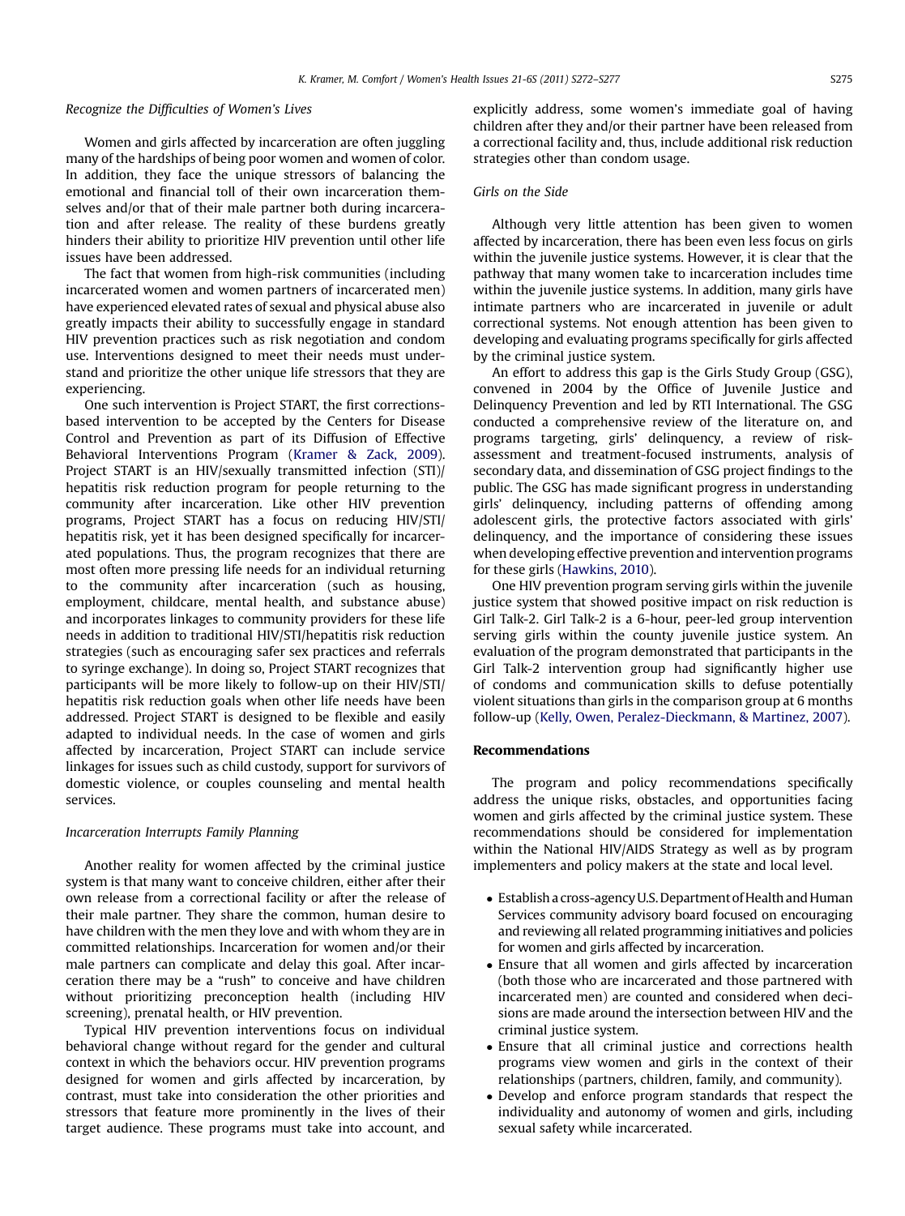### Recognize the Difficulties of Women's Lives

Women and girls affected by incarceration are often juggling many of the hardships of being poor women and women of color. In addition, they face the unique stressors of balancing the emotional and financial toll of their own incarceration themselves and/or that of their male partner both during incarceration and after release. The reality of these burdens greatly hinders their ability to prioritize HIV prevention until other life issues have been addressed.

The fact that women from high-risk communities (including incarcerated women and women partners of incarcerated men) have experienced elevated rates of sexual and physical abuse also greatly impacts their ability to successfully engage in standard HIV prevention practices such as risk negotiation and condom use. Interventions designed to meet their needs must understand and prioritize the other unique life stressors that they are experiencing.

One such intervention is Project START, the first corrections-based intervention to be accepted by the Centers for Disease Control and Prevention as part of its Diffusion of Effective Behavioral Interventions Program (Kramer & Zack, 2009). Project START is an HIV/sexually transmitted infection (STI)/hepatitis risk reduction program for people returning to the community after incarceration. Like other HIV prevention programs, Project START has a focus on reducing HIV/STI/hepatitis risk, yet it has been designed specifically for incarcerated populations. Thus, the program recognizes that there are most often more pressing life needs for an individual returning to the community after incarceration (such as housing, employment, childcare, mental health, and substance abuse) and incorporates linkages to community providers for these life needs in addition to traditional HIV/STI/hepatitis risk reduction strategies (such as encouraging safer sex practices and referrals to syringe exchange). In doing so, Project START recognizes that participants will be more likely to follow-up on their HIV/STI/hepatitis risk reduction goals when other life needs have been addressed. Project START is designed to be flexible and easily adapted to individual needs. In the case of women and girls affected by incarceration, Project START can include service linkages for issues such as child custody, support for survivors of domestic violence, or couples counseling and mental health services.

### Incarceration Interrupts Family Planning

Another reality for women affected by the criminal justice system is that many want to conceive children, either after their own release from a correctional facility or after the release of their male partner. They share the common, human desire to have children with the men they love and with whom they are in committed relationships. Incarceration for women and/or their male partners can complicate and delay this goal. After incarceration there may be a "rush" to conceive and have children without prioritizing preconception health (including HIV screening), prenatal health, or HIV prevention.

Typical HIV prevention interventions focus on individual behavioral change without regard for the gender and cultural context in which the behaviors occur. HIV prevention programs designed for women and girls affected by incarceration, by contrast, must take into consideration the other priorities and stressors that feature more prominently in the lives of their target audience. These programs must take into account, and explicitly address, some women's immediate goal of having children after they and/or their partner have been released from a correctional facility and, thus, include additional risk reduction strategies other than condom usage.

### Girls on the Side

Although very little attention has been given to women affected by incarceration, there has been even less focus on girls within the juvenile justice systems. However, it is clear that the pathway that many women take to incarceration includes time within the juvenile justice systems. In addition, many girls have intimate partners who are incarcerated in juvenile or adult correctional systems. Not enough attention has been given to developing and evaluating programs specifically for girls affected by the criminal justice system.

An effort to address this gap is the Girls Study Group (GSG), convened in 2004 by the Office of Juvenile Justice and Delinquency Prevention and led by RTI International. The GSG conducted a comprehensive review of the literature on, and programs targeting, girls' delinquency, a review of risk-assessment and treatment-focused instruments, analysis of secondary data, and dissemination of GSG project findings to the public. The GSG has made significant progress in understanding girls' delinquency, including patterns of offending among adolescent girls, the protective factors associated with girls' delinquency, and the importance of considering these issues when developing effective prevention and intervention programs for these girls (Hawkins, 2010).

One HIV prevention program serving girls within the juvenile justice system that showed positive impact on risk reduction is Girl Talk-2. Girl Talk-2 is a 6-hour, peer-led group intervention serving girls within the county juvenile justice system. An evaluation of the program demonstrated that participants in the Girl Talk-2 intervention group had significantly higher use of condoms and communication skills to defuse potentially violent situations than girls in the comparison group at 6 months follow-up (Kelly, Owen, Peralez-Dieckmann, & Martinez, 2007).

## Recommendations

The program and policy recommendations specifically address the unique risks, obstacles, and opportunities facing women and girls affected by the criminal justice system. These recommendations should be considered for implementation within the National HIV/AIDS Strategy as well as by program implementers and policy makers at the state and local level.

- Establish a cross-agency U.S. Department of Health and Human Services community advisory board focused on encouraging and reviewing all related programming initiatives and policies for women and girls affected by incarceration.
- Ensure that all women and girls affected by incarceration (both those who are incarcerated and those partnered with incarcerated men) are counted and considered when decisions are made around the intersection between HIV and the criminal justice system.
- Ensure that all criminal justice and corrections health programs view women and girls in the context of their relationships (partners, children, family, and community).
- Develop and enforce program standards that respect the individuality and autonomy of women and girls, including sexual safety while incarcerated.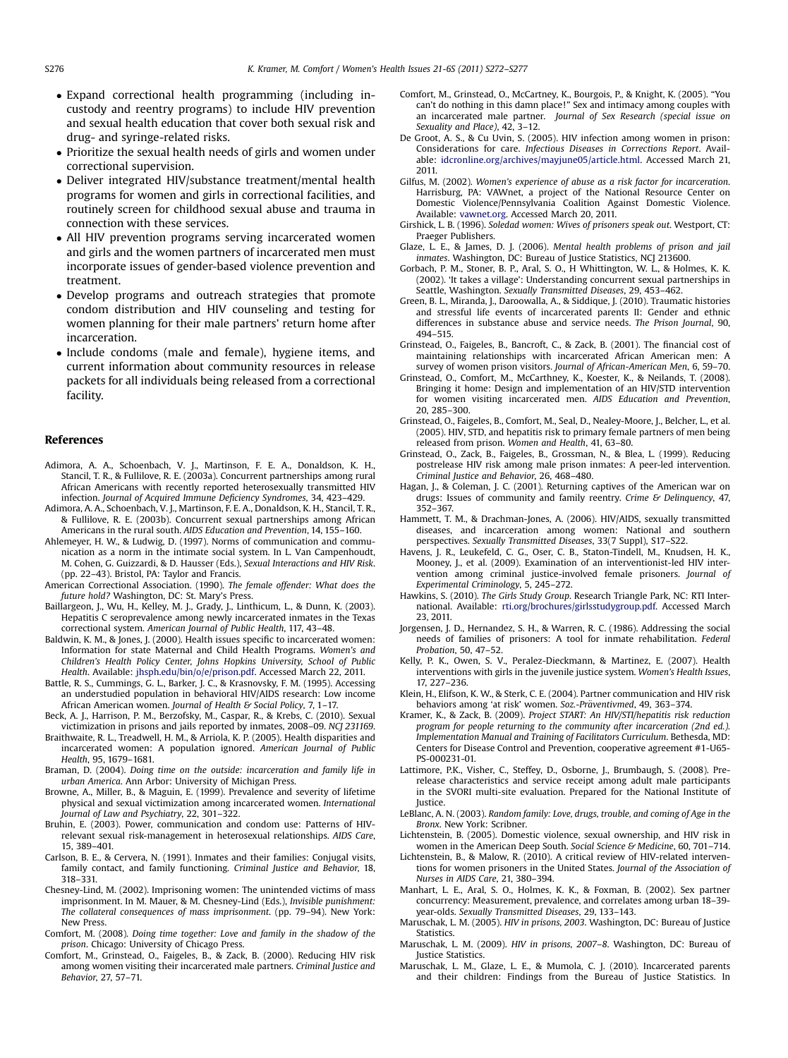- Expand correctional health programming (including in-custody and reentry programs) to include HIV prevention and sexual health education that cover both sexual risk and drug- and syringe-related risks.
- Prioritize the sexual health needs of girls and women under correctional supervision.
- Deliver integrated HIV/substance treatment/mental health programs for women and girls in correctional facilities, and routinely screen for childhood sexual abuse and trauma in connection with these services.
- All HIV prevention programs serving incarcerated women and girls and the women partners of incarcerated men must incorporate issues of gender-based violence prevention and treatment.
- Develop programs and outreach strategies that promote condom distribution and HIV counseling and testing for women planning for their male partners' return home after incarceration.
- Include condoms (male and female), hygiene items, and current information about community resources in release packets for all individuals being released from a correctional facility.

## References

Adimora, A. A., Schoenbach, V. J., Martinson, F. E. A., Donaldson, K. H., Stancil, T. R., & Fullilove, R. E. (2003a). Concurrent partnerships among rural African Americans with recently reported heterosexually transmitted HIV infection. *Journal of Acquired Immune Deficiency Syndromes*, 34, 423–429.

Adimora, A. A., Schoenbach, V. J., Martinson, F. E. A., Donaldson, K. H., Stancil, T. R., & Fullilove, R. E. (2003b). Concurrent sexual partnerships among African Americans in the rural south. *AIDS Education and Prevention*, 14, 155–160.

Ahlemeyer, H. W., & Ludwig, D. (1997). Norms of communication and communication as a norm in the intimate social system. In L. Van Campenhoudt, M. Cohen, G. Guizzardi, & D. Hausser (Eds.), *Sexual Interactions and HIV Risk*. (pp. 22–43). Bristol, PA: Taylor and Francis.

American Correctional Association. (1990). *The female offender: What does the future hold?* Washington, DC: St. Mary's Press.

Baillargeon, J., Wu, H., Kelley, M. J., Grady, J., Linthicum, L., & Dunn, K. (2003). Hepatitis C seroprevalence among newly incarcerated inmates in the Texas correctional system. *American Journal of Public Health*, 117, 43–48.

Baldwin, K. M., & Jones, J. (2000). Health issues specific to incarcerated women: Information for state Maternal and Child Health Programs. *Women's and Children's Health Policy Center, Johns Hopkins University, School of Public Health*. Available: jhsph.edu/bin/o/e/prison.pdf. Accessed March 22, 2011.

Battle, R. S., Cummings, G. L., Barker, J. C., & Krasnovsky, F. M. (1995). Accessing an understudied population in behavioral HIV/AIDS research: Low income African American women. *Journal of Health & Social Policy*, 7, 1–17.

Beck, A. J., Harrison, P. M., Berzofsky, M., Caspar, R., & Krebs, C. (2010). Sexual victimization in prisons and jails reported by inmates, 2008–09. *NCJ 231169*.

Braithwaite, R. L., Treadwell, H. M., & Arriola, K. P. (2005). Health disparities and incarcerated women: A population ignored. *American Journal of Public Health*, 95, 1679–1681.

Braman, D. (2004). *Doing time on the outside: incarceration and family life in urban America*. Ann Arbor: University of Michigan Press.

Browne, A., Miller, B., & Maguin, E. (1999). Prevalence and severity of lifetime physical and sexual victimization among incarcerated women. *International Journal of Law and Psychiatry*, 22, 301–322.

Bruhin, E. (2003). Power, communication and condom use: Patterns of HIV-relevant sexual risk-management in heterosexual relationships. *AIDS Care*, 15, 389–401.

Carlson, B. E., & Cervera, N. (1991). Inmates and their families: Conjugal visits, family contact, and family functioning. *Criminal Justice and Behavior*, 18, 318–331.

Chesney-Lind, M. (2002). Imprisoning women: The unintended victims of mass imprisonment. In M. Mauer, & M. Chesney-Lind (Eds.), *Invisible punishment: The collateral consequences of mass imprisonment*. (pp. 79–94). New York: New Press.

Comfort, M. (2008). *Doing time together: Love and family in the shadow of the prison*. Chicago: University of Chicago Press.

Comfort, M., Grinstead, O., Faigeles, B., & Zack, B. (2000). Reducing HIV risk among women visiting their incarcerated male partners. *Criminal Justice and Behavior*, 27, 57–71.

Comfort, M., Grinstead, O., McCartney, K., Bourgois, P., & Knight, K. (2005). "You can't do nothing in this damn place!" Sex and intimacy among couples with an incarcerated male partner. *Journal of Sex Research (special issue on Sexuality and Place)*, 42, 3–12.

De Groot, A. S., & Cu Uvin, S. (2005). HIV infection among women in prison: Considerations for care. *Infectious Diseases in Corrections Report*. Available: idcronline.org/archives/mayjune05/article.html. Accessed March 21, 2011.

Gilfus, M. (2002). *Women's experience of abuse as a risk factor for incarceration*. Harrisburg, PA: VAWnet, a project of the National Resource Center on Domestic Violence/Pennsylvania Coalition Against Domestic Violence. Available: vawnet.org. Accessed March 20, 2011.

Girshick, L. B. (1996). *Soledad women: Wives of prisoners speak out*. Westport, CT: Praeger Publishers.

Glaze, L. E., & James, D. J. (2006). *Mental health problems of prison and jail inmates*. Washington, DC: Bureau of Justice Statistics, NCJ 213600.

Gorbach, P. M., Stoner, B. P., Aral, S. O., H Whittington, W. L., & Holmes, K. K. (2002). 'It takes a village': Understanding concurrent sexual partnerships in Seattle, Washington. *Sexually Transmitted Diseases*, 29, 453–462.

Green, B. L., Miranda, J., Daroowalla, A., & Siddique, J. (2010). Traumatic histories and stressful life events of incarcerated parents II: Gender and ethnic differences in substance abuse and service needs. *The Prison Journal*, 90, 494–515.

Grinstead, O., Faigeles, B., Bancroft, C., & Zack, B. (2001). The financial cost of maintaining relationships with incarcerated African American men: A survey of women prison visitors. *Journal of African-American Men*, 6, 59–70.

Grinstead, O., Comfort, M., McCarthney, K., Koester, K., & Neilands, T. (2008). Bringing it home: Design and implementation of an HIV/STD intervention for women visiting incarcerated men. *AIDS Education and Prevention*, 20, 285–300.

Grinstead, O., Faigeles, B., Comfort, M., Seal, D., Nealey-Moore, J., Belcher, L., et al. (2005). HIV, STD, and hepatitis risk to primary female partners of men being released from prison. *Women and Health*, 41, 63–80.

Grinstead, O., Zack, B., Faigeles, B., Grossman, N., & Blea, L. (1999). Reducing postrelease HIV risk among male prison inmates: A peer-led intervention. *Criminal Justice and Behavior*, 26, 468–480.

Hagan, J., & Coleman, J. C. (2001). Returning captives of the American war on drugs: Issues of community and family reentry. *Crime & Delinquency*, 47, 352–367.

Hammett, T. M., & Drachman-Jones, A. (2006). HIV/AIDS, sexually transmitted diseases, and incarceration among women: National and southern perspectives. *Sexually Transmitted Diseases*, 33(7 Suppl), S17–S22.

Havens, J. R., Leukefeld, C. G., Oser, C. B., Staton-Tindell, M., Knudsen, H. K., Mooney, J., et al. (2009). Examination of an interventionist-led HIV intervention among criminal justice-involved female prisoners. *Journal of Experimental Criminology*, 5, 245–272.

Hawkins, S. (2010). *The Girls Study Group*. Research Triangle Park, NC: RTI International. Available: rti.org/brochures/girlsstudygroup.pdf. Accessed March 23, 2011.

Jorgensen, J. D., Hernandez, S. H., & Warren, R. C. (1986). Addressing the social needs of families of prisoners: A tool for inmate rehabilitation. *Federal Probation*, 50, 47–52.

Kelly, P. K., Owen, S. V., Peralez-Dieckmann, & Martinez, E. (2007). Health interventions with girls in the juvenile justice system. *Women's Health Issues*, 17, 227–236.

Klein, H., Elifson, K. W., & Sterk, C. E. (2004). Partner communication and HIV risk behaviors among 'at risk' women. *Soz.-Präventivmed*, 49, 363–374.

Kramer, K., & Zack, B. (2009). *Project START: An HIV/STI/hepatitis risk reduction program for people returning to the community after incarceration (2nd ed.). Implementation Manual and Training of Facilitators Curriculum*. Bethesda, MD: Centers for Disease Control and Prevention, cooperative agreement #1-U65-PS-000231-01.

Lattimore, P.K., Visher, C., Steffey, D., Osborne, J., Brumbaugh, S. (2008). Pre-release characteristics and service receipt among adult male participants in the SVORI multi-site evaluation. Prepared for the National Institute of Justice.

LeBlanc, A. N. (2003). *Random family: Love, drugs, trouble, and coming of Age in the Bronx*. New York: Scribner.

Lichtenstein, B. (2005). Domestic violence, sexual ownership, and HIV risk in women in the American Deep South. *Social Science & Medicine*, 60, 701–714.

Lichtenstein, B., & Malow, R. (2010). A critical review of HIV-related interventions for women prisoners in the United States. *Journal of the Association of Nurses in AIDS Care*, 21, 380–394.

Manhart, L. E., Aral, S. O., Holmes, K. K., & Foxman, B. (2002). Sex partner concurrency: Measurement, prevalence, and correlates among urban 18–39-year-olds. *Sexually Transmitted Diseases*, 29, 133–143.

Maruschak, L. M. (2005). *HIV in prisons, 2003*. Washington, DC: Bureau of Justice Statistics.

Maruschak, L. M. (2009). *HIV in prisons, 2007–8*. Washington, DC: Bureau of Justice Statistics.

Maruschak, L. M., Glaze, L. E., & Mumola, C. J. (2010). Incarcerated parents and their children: Findings from the Bureau of Justice Statistics. In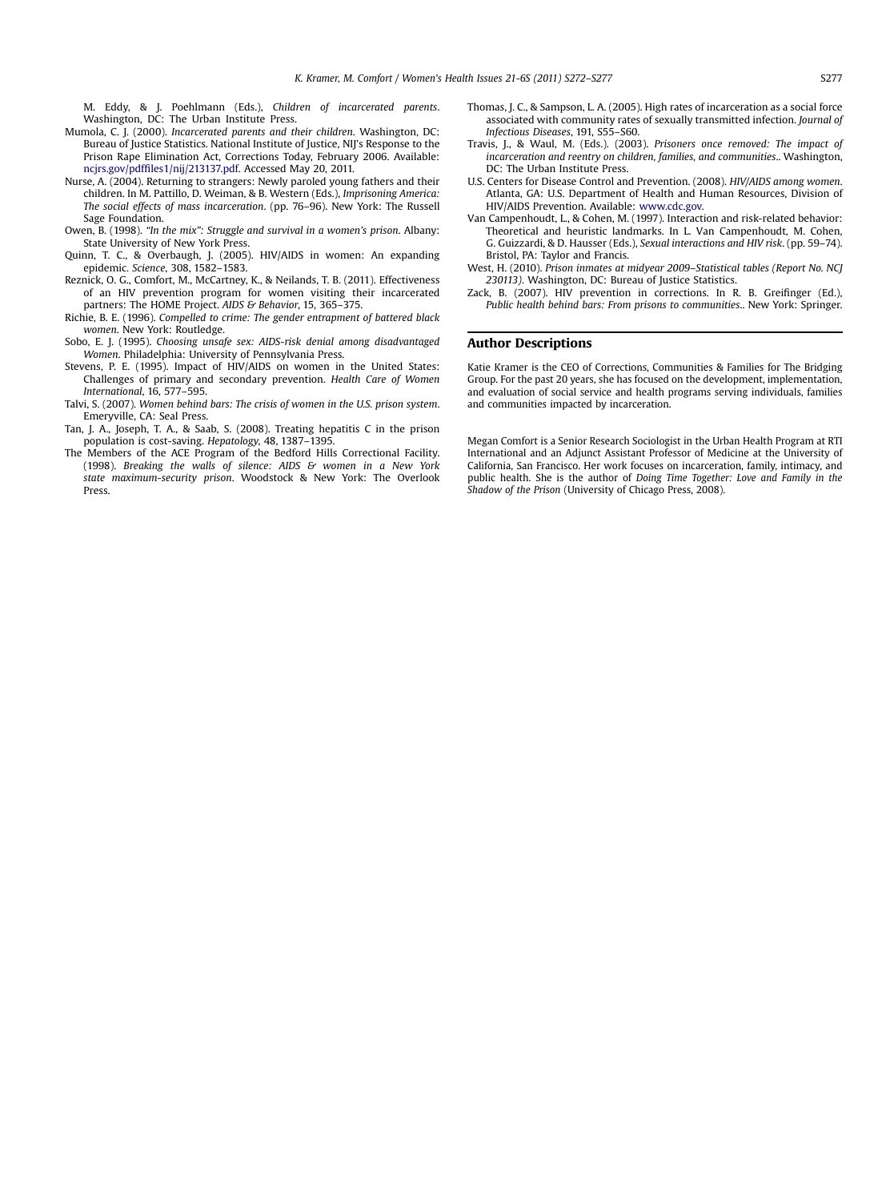M. Eddy, & J. Poehlmann (Eds.), *Children of incarcerated parents*. Washington, DC: The Urban Institute Press.

Mumola, C. J. (2000). *Incarcerated parents and their children*. Washington, DC: Bureau of Justice Statistics. National Institute of Justice, NIJ's Response to the Prison Rape Elimination Act, Corrections Today, February 2006. Available: ncjrs.gov/pdffiles1/nij/213137.pdf. Accessed May 20, 2011.

Nurse, A. (2004). Returning to strangers: Newly paroled young fathers and their children. In M. Pattillo, D. Weiman, & B. Western (Eds.), *Imprisoning America: The social effects of mass incarceration*. (pp. 76–96). New York: The Russell Sage Foundation.

Owen, B. (1998). *"In the mix": Struggle and survival in a women's prison*. Albany: State University of New York Press.

Quinn, T. C., & Overbaugh, J. (2005). HIV/AIDS in women: An expanding epidemic. *Science*, 308, 1582–1583.

Reznick, O. G., Comfort, M., McCartney, K., & Neilands, T. B. (2011). Effectiveness of an HIV prevention program for women visiting their incarcerated partners: The HOME Project. *AIDS & Behavior*, 15, 365–375.

Richie, B. E. (1996). *Compelled to crime: The gender entrapment of battered black women*. New York: Routledge.

Sobo, E. J. (1995). *Choosing unsafe sex: AIDS-risk denial among disadvantaged Women*. Philadelphia: University of Pennsylvania Press.

Stevens, P. E. (1995). Impact of HIV/AIDS on women in the United States: Challenges of primary and secondary prevention. *Health Care of Women International*, 16, 577–595.

Talvi, S. (2007). *Women behind bars: The crisis of women in the U.S. prison system*. Emeryville, CA: Seal Press.

Tan, J. A., Joseph, T. A., & Saab, S. (2008). Treating hepatitis C in the prison population is cost-saving. *Hepatology*, 48, 1387–1395.

The Members of the ACE Program of the Bedford Hills Correctional Facility. (1998). *Breaking the walls of silence: AIDS & women in a New York state maximum-security prison*. Woodstock & New York: The Overlook Press.

Thomas, J. C., & Sampson, L. A. (2005). High rates of incarceration as a social force associated with community rates of sexually transmitted infection. *Journal of Infectious Diseases*, 191, S55–S60.

Travis, J., & Waul, M. (Eds.). (2003). *Prisoners once removed: The impact of incarceration and reentry on children, families, and communities.*. Washington, DC: The Urban Institute Press.

U.S. Centers for Disease Control and Prevention. (2008). *HIV/AIDS among women*. Atlanta, GA: U.S. Department of Health and Human Resources, Division of HIV/AIDS Prevention. Available: www.cdc.gov.

Van Campenhoudt, L., & Cohen, M. (1997). Interaction and risk-related behavior: Theoretical and heuristic landmarks. In L. Van Campenhoudt, M. Cohen, G. Guizzardi, & D. Hausser (Eds.), *Sexual interactions and HIV risk*. (pp. 59–74). Bristol, PA: Taylor and Francis.

West, H. (2010). *Prison inmates at midyear 2009–Statistical tables (Report No. NCJ 230113)*. Washington, DC: Bureau of Justice Statistics.

Zack, B. (2007). HIV prevention in corrections. In R. B. Greifinger (Ed.), *Public health behind bars: From prisons to communities.*. New York: Springer.

## Author Descriptions

Katie Kramer is the CEO of Corrections, Communities & Families for The Bridging Group. For the past 20 years, she has focused on the development, implementation, and evaluation of social service and health programs serving individuals, families and communities impacted by incarceration.

Megan Comfort is a Senior Research Sociologist in the Urban Health Program at RTI International and an Adjunct Assistant Professor of Medicine at the University of California, San Francisco. Her work focuses on incarceration, family, intimacy, and public health. She is the author of *Doing Time Together: Love and Family in the Shadow of the Prison* (University of Chicago Press, 2008).